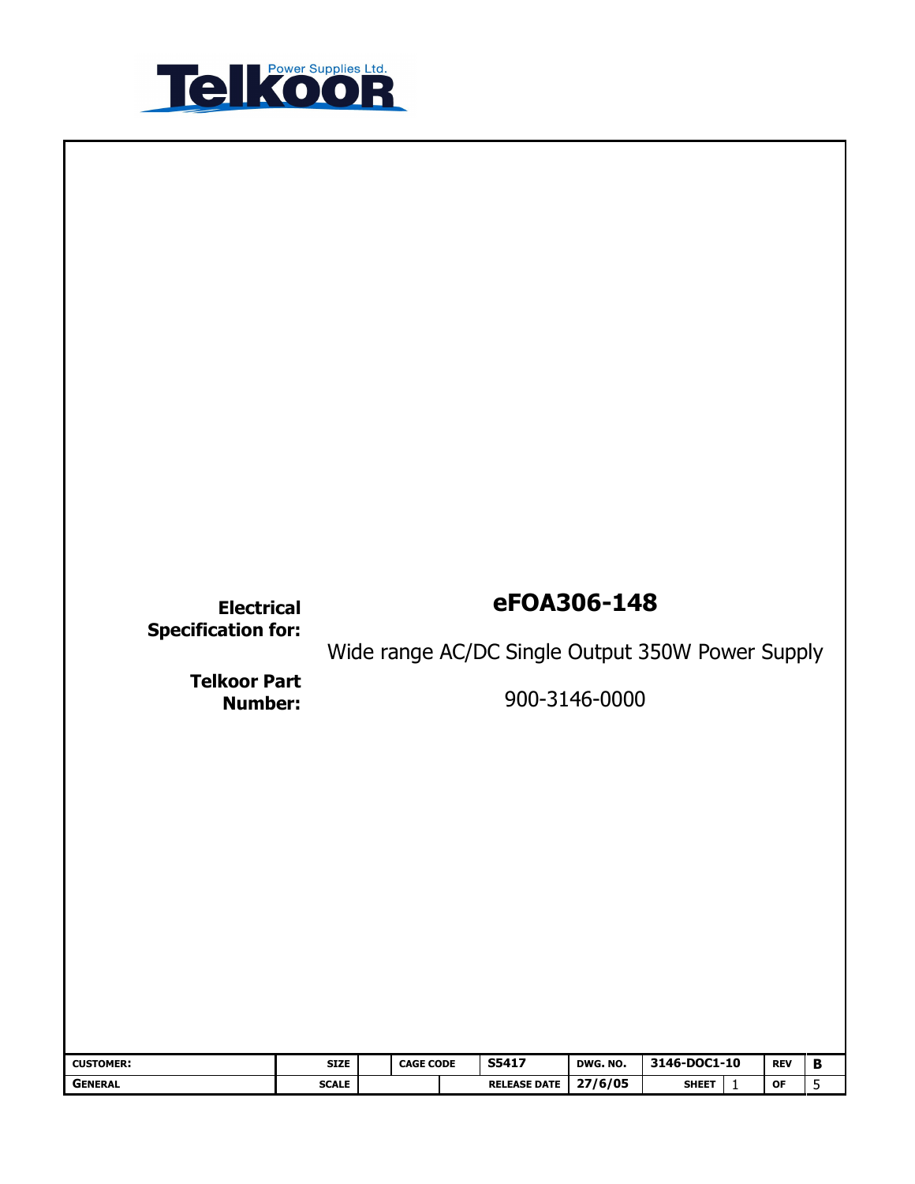Telkoor Power Supplies Ltd.

**Electrical Specification for:**

# eFOA306-148

Wide range AC/DC Single Output 350W Power Supply

**Telkoor Part Number:**

900-3146-0000

| CUSTOMER: | SIZE | | CAGE CODE | S5417 | DWG. NO. | 3146-DOC1-10 | REV | B |
|---|---|---|---|---|---|---|---|---|
| GENERAL | SCALE | | | RELEASE DATE | 27/6/05 | SHEET 1 | OF | 5 |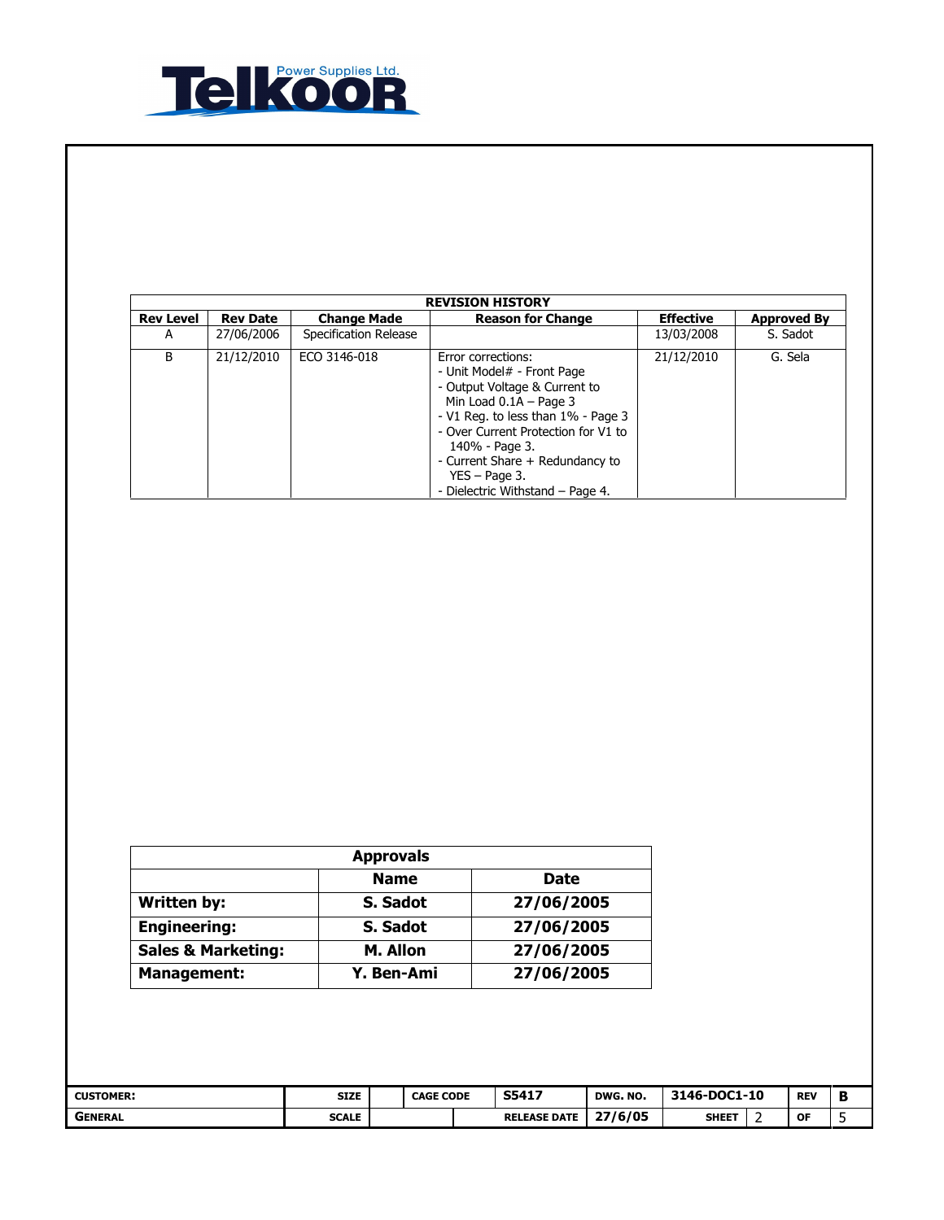Telkoor Power Supplies Ltd.

| REVISION HISTORY | | | | | |
|---|---|---|---|---|---|
| **Rev Level** | **Rev Date** | **Change Made** | **Reason for Change** | **Effective** | **Approved By** |
| A | 27/06/2006 | Specification Release | | 13/03/2008 | S. Sadot |
| B | 21/12/2010 | ECO 3146-018 | Error corrections:<br>- Unit Model# - Front Page<br>- Output Voltage & Current to Min Load 0.1A – Page 3<br>- V1 Reg. to less than 1% - Page 3<br>- Over Current Protection for V1 to 140% - Page 3.<br>- Current Share + Redundancy to YES – Page 3.<br>- Dielectric Withstand – Page 4. | 21/12/2010 | G. Sela |

| Approvals | | |
|---|---|---|
| | **Name** | **Date** |
| **Written by:** | **S. Sadot** | **27/06/2005** |
| **Engineering:** | **S. Sadot** | **27/06/2005** |
| **Sales & Marketing:** | **M. Allon** | **27/06/2005** |
| **Management:** | **Y. Ben-Ami** | **27/06/2005** |

| CUSTOMER: | SIZE | | CAGE CODE | S5417 | DWG. NO. | 3146-DOC1-10 | REV | B |
|---|---|---|---|---|---|---|---|---|
| GENERAL | SCALE | | | RELEASE DATE | 27/6/05 | SHEET 2 | OF | 5 |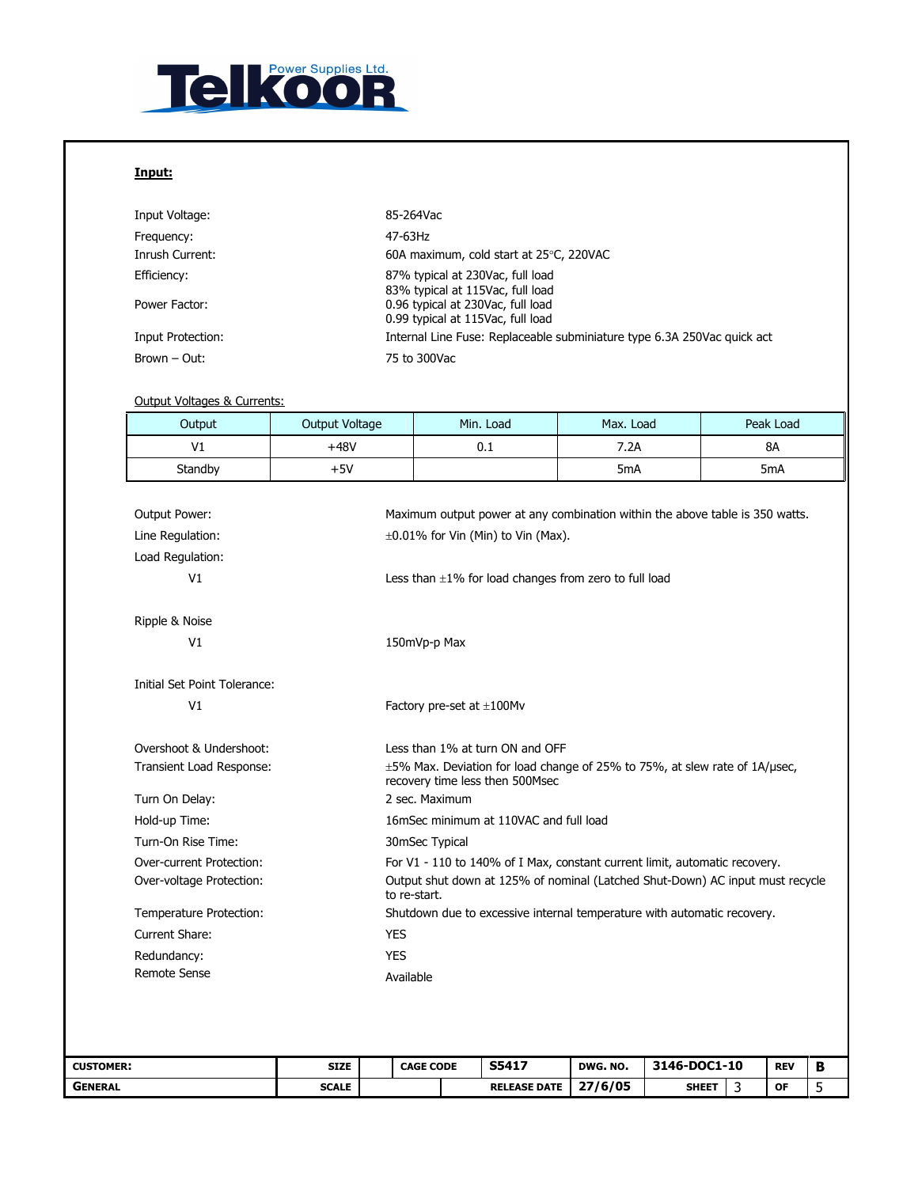**Input:**

| | |
|---|---|
| Input Voltage: | 85-264Vac |
| Frequency: | 47-63Hz |
| Inrush Current: | 60A maximum, cold start at 25°C, 220VAC |
| Efficiency: | 87% typical at 230Vac, full load<br>83% typical at 115Vac, full load |
| Power Factor: | 0.96 typical at 230Vac, full load<br>0.99 typical at 115Vac, full load |
| Input Protection: | Internal Line Fuse: Replaceable subminiature type 6.3A 250Vac quick act |
| Brown – Out: | 75 to 300Vac |

Output Voltages & Currents:

| Output | Output Voltage | Min. Load | Max. Load | Peak Load |
|---|---|---|---|---|
| V1 | +48V | 0.1 | 7.2A | 8A |
| Standby | +5V | | 5mA | 5mA |

| | |
|---|---|
| Output Power: | Maximum output power at any combination within the above table is 350 watts. |
| Line Regulation: | ±0.01% for Vin (Min) to Vin (Max). |
| Load Regulation: | |
| V1 | Less than ±1% for load changes from zero to full load |
| Ripple & Noise | |
| V1 | 150mVp-p Max |
| Initial Set Point Tolerance: | |
| V1 | Factory pre-set at ±100Mv |
| Overshoot & Undershoot: | Less than 1% at turn ON and OFF |
| Transient Load Response: | ±5% Max. Deviation for load change of 25% to 75%, at slew rate of 1A/µsec, recovery time less then 500Msec |
| Turn On Delay: | 2 sec. Maximum |
| Hold-up Time: | 16mSec minimum at 110VAC and full load |
| Turn-On Rise Time: | 30mSec Typical |
| Over-current Protection: | For V1 - 110 to 140% of I Max, constant current limit, automatic recovery. |
| Over-voltage Protection: | Output shut down at 125% of nominal (Latched Shut-Down) AC input must recycle to re-start. |
| Temperature Protection: | Shutdown due to excessive internal temperature with automatic recovery. |
| Current Share: | YES |
| Redundancy: | YES |
| Remote Sense | Available |

| CUSTOMER: | SIZE | | CAGE CODE | S5417 | DWG. NO. | 3146-DOC1-10 | REV | B |
|---|---|---|---|---|---|---|---|---|
| GENERAL | SCALE | | | RELEASE DATE | 27/6/05 | SHEET 3 | OF | 5 |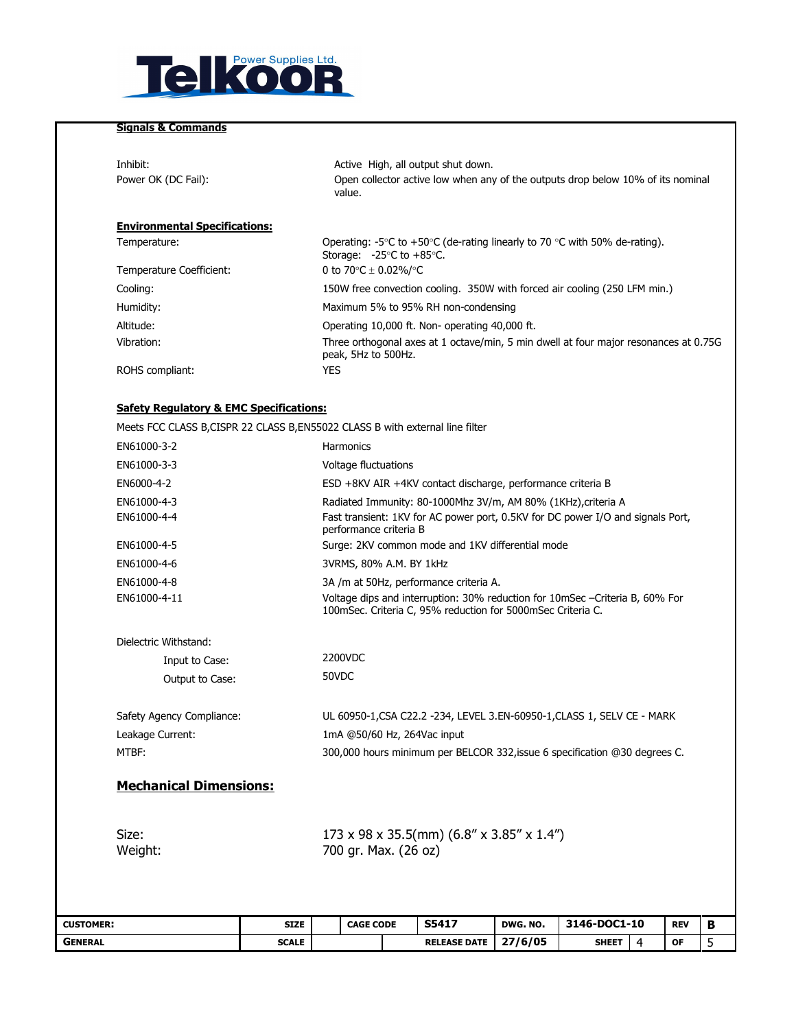**Signals & Commands**

| | |
|---|---|
| Inhibit: | Active High, all output shut down. |
| Power OK (DC Fail): | Open collector active low when any of the outputs drop below 10% of its nominal value. |

**Environmental Specifications:**

| | |
|---|---|
| Temperature: | Operating: -5°C to +50°C (de-rating linearly to 70 °C with 50% de-rating). Storage: -25°C to +85°C. |
| Temperature Coefficient: | 0 to 70°C ± 0.02%/°C |
| Cooling: | 150W free convection cooling. 350W with forced air cooling (250 LFM min.) |
| Humidity: | Maximum 5% to 95% RH non-condensing |
| Altitude: | Operating 10,000 ft. Non- operating 40,000 ft. |
| Vibration: | Three orthogonal axes at 1 octave/min, 5 min dwell at four major resonances at 0.75G peak, 5Hz to 500Hz. |
| ROHS compliant: | YES |

**Safety Regulatory & EMC Specifications:**

Meets FCC CLASS B,CISPR 22 CLASS B,EN55022 CLASS B with external line filter

| | |
|---|---|
| EN61000-3-2 | Harmonics |
| EN61000-3-3 | Voltage fluctuations |
| EN6000-4-2 | ESD +8KV AIR +4KV contact discharge, performance criteria B |
| EN61000-4-3 | Radiated Immunity: 80-1000Mhz 3V/m, AM 80% (1KHz),criteria A |
| EN61000-4-4 | Fast transient: 1KV for AC power port, 0.5KV for DC power I/O and signals Port, performance criteria B |
| EN61000-4-5 | Surge: 2KV common mode and 1KV differential mode |
| EN61000-4-6 | 3VRMS, 80% A.M. BY 1kHz |
| EN61000-4-8 | 3A /m at 50Hz, performance criteria A. |
| EN61000-4-11 | Voltage dips and interruption: 30% reduction for 10mSec –Criteria B, 60% For 100mSec. Criteria C, 95% reduction for 5000mSec Criteria C. |

Dielectric Withstand:

| | |
|---|---|
| Input to Case: | 2200VDC |
| Output to Case: | 50VDC |

| | |
|---|---|
| Safety Agency Compliance: | UL 60950-1,CSA C22.2 -234, LEVEL 3.EN-60950-1,CLASS 1, SELV CE - MARK |
| Leakage Current: | 1mA @50/60 Hz, 264Vac input |
| MTBF: | 300,000 hours minimum per BELCOR 332,issue 6 specification @30 degrees C. |

## Mechanical Dimensions:

| | |
|---|---|
| Size: | 173 x 98 x 35.5(mm) (6.8" x 3.85" x 1.4") |
| Weight: | 700 gr. Max. (26 oz) |

| CUSTOMER: | SIZE | | CAGE CODE | S5417 | DWG. NO. | 3146-DOC1-10 | | REV | B |
|---|---|---|---|---|---|---|---|---|---|
| GENERAL | SCALE | | | RELEASE DATE | 27/6/05 | SHEET | 4 | OF | 5 |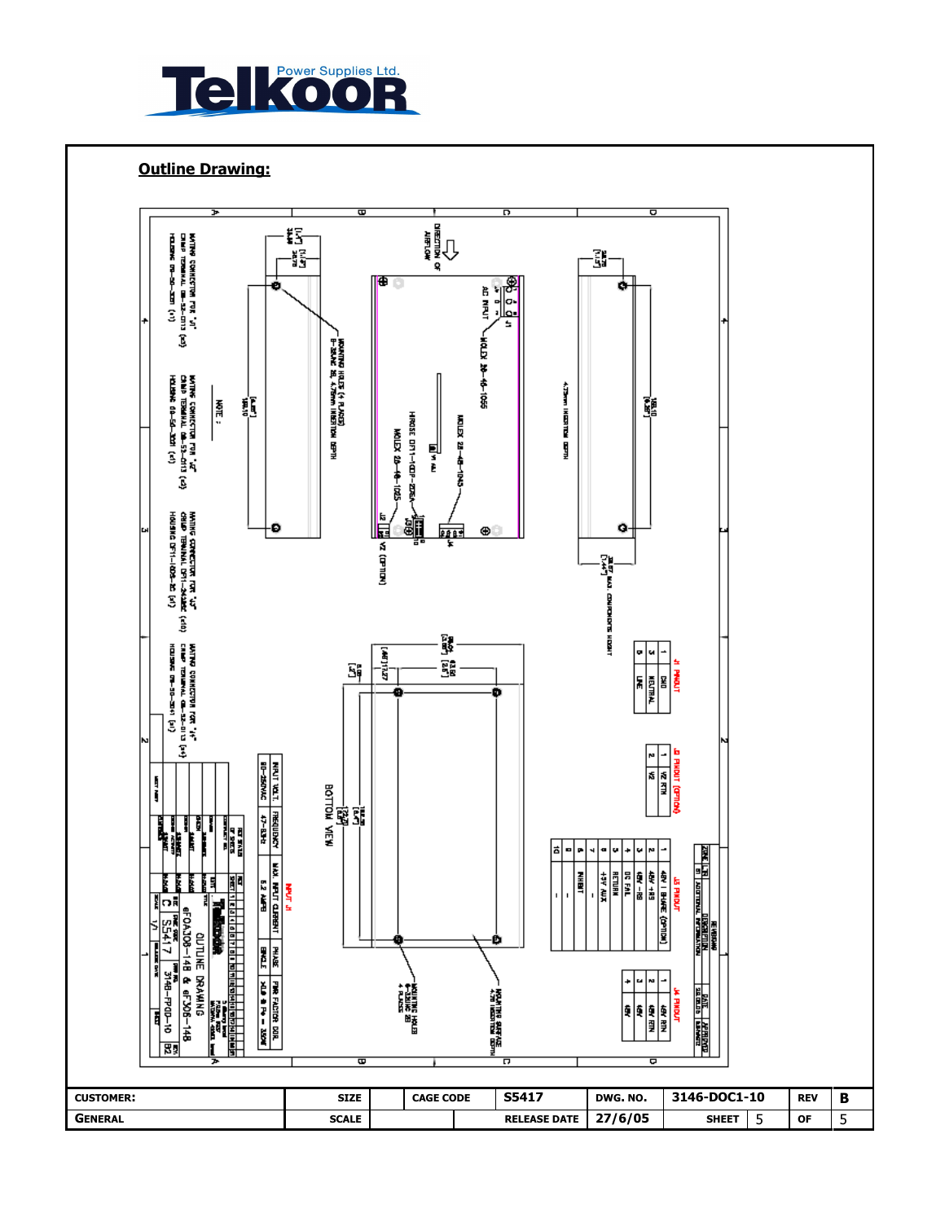## Outline Drawing:

DIRECTION OF AIRFLOW

AC INPUT

J1

MOLEX 26-48-1055

MOLEX 22-48-1043

HIROSE DF11-10DP-2DSA

MOLEX 26-48-1025

J2

J3

J4

V2 (OPTION)

MOUNTING HOLES (4 PLACES) 8-32UNC 2B, 4.75mm INSERTION DEPTH

4.75mm INSERTION DEPTH

38.07 MAX. COMPONENTS HEIGHT

NOTE :

MATING CONNECTOR FOR "J1" CRIMP TERMINAL 08-52-0113 (x3) HOUSING 09-50-3031 (x1)

MATING CONNECTOR FOR "J2" CRIMP TERMINAL 08-52-0113 (x2) HOUSING 09-50-3021 (x1)

MATING CONNECTOR FOR "J3" CRIMP TERMINAL DF11-2428SC (x10) HOUSING DF11-10DS-2C (x1)

MATING CONNECTOR FOR "J4" CRIMP TERMINAL 08-52-0113 (x4) HOUSING 09-50-3041 (x1)

BOTTOM VIEW

MOUNTING HOLES 6-32UNC 2B 4 PLACES

MOUNTING SURFACE 4.75 INSERTION DEPTH

**J1 PINOUT**

| | |
|---|---|
| 1 | GND |
| 3 | NEUTRAL |
| 5 | LINE |

**J2 PINOUT (OPTION)**

| | |
|---|---|
| 1 | V2 RTN |
| 2 | V2 |

**J3 PINOUT**

| | |
|---|---|
| 1 | 48V I SHARE (OPTION) |
| 2 | 48V +RS |
| 3 | 48V -RS |
| 4 | DC FAIL |
| 5 | RETURN |
| 6 | +5V AUX |
| 7 | - |
| 8 | INHIBIT |
| 9 | - |
| 10 | - |

**J4 PINOUT**

| | |
|---|---|
| 1 | 48V RTN |
| 2 | 48V RTN |
| 3 | 48V |
| 4 | 48V |

**INPUT J1**

| INPUT VOLT. | FREQUENCY | MAX INPUT CURRENT | PHASE | PWR FACTOR CORR. |
|---|---|---|---|---|
| 80-264VAC | 47-63Hz | 5.2 AMPS | SINGLE | >0.8 @ Po = 350W |

| REVISIONS | | | | |
|---|---|---|---|---|
| ZONE | LTR | DESCRIPTION | DATE | APPROVED |
| | B1 | ADDITIONAL INFORMATION | | |

OUTLINE DRAWING eFOAJ08-14B & eFJ06-14B

SIZE C | FSCM NO. S5417 | DWG NO. 3148-FPOD-10 | REV. B2

SCALE 1/1

| CUSTOMER: | SIZE | | CAGE CODE | S5417 | DWG. NO. | 3146-DOC1-10 | REV | B |
|---|---|---|---|---|---|---|---|---|
| GENERAL | SCALE | | | RELEASE DATE | 27/6/05 | SHEET 5 | OF | 5 |